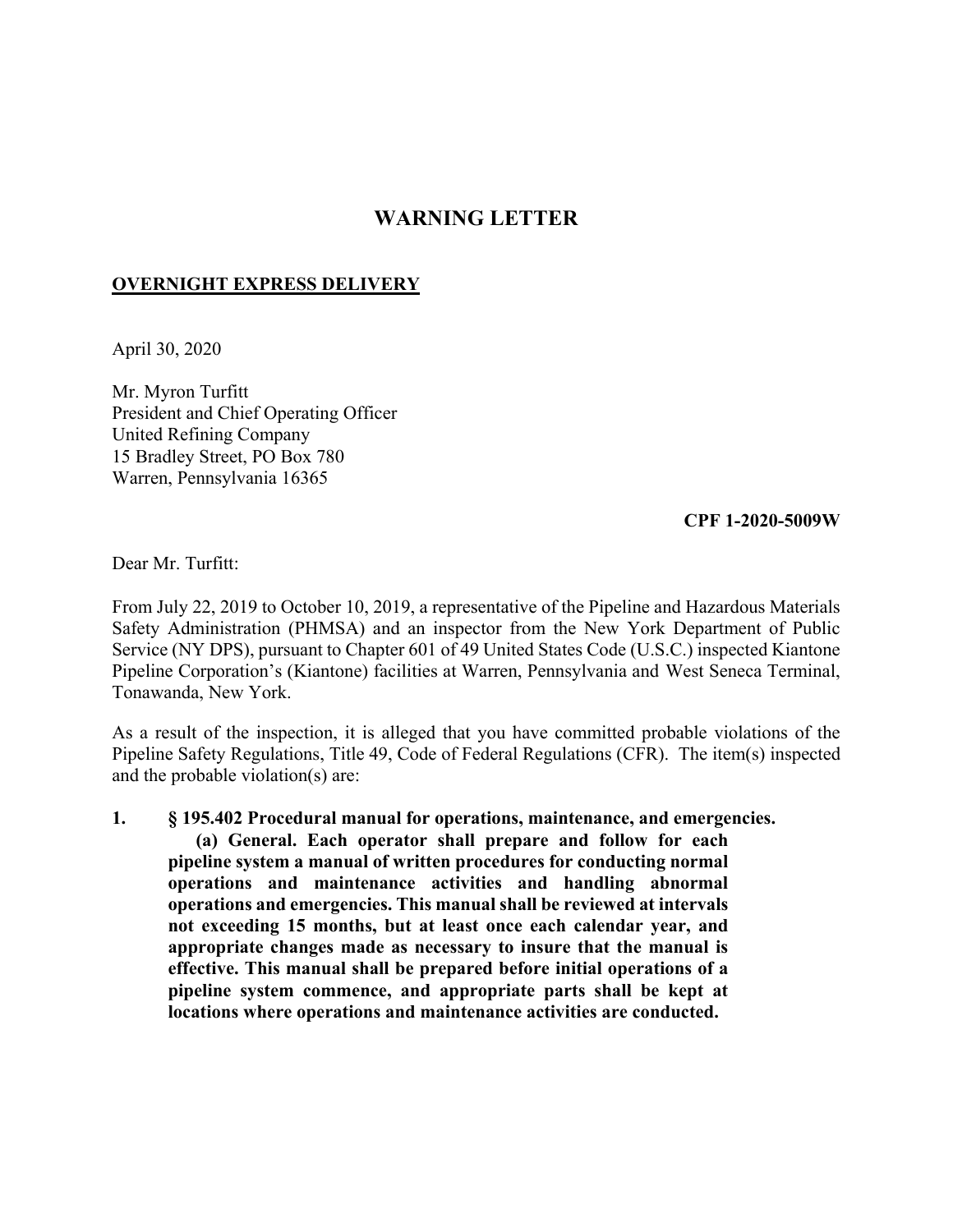# WARNING LETTER

**OVERNIGHT EXPRESS DELIVERY**

April 30, 2020

Mr. Myron Turfitt
President and Chief Operating Officer
United Refining Company
15 Bradley Street, PO Box 780
Warren, Pennsylvania 16365

**CPF 1-2020-5009W**

Dear Mr. Turfitt:

From July 22, 2019 to October 10, 2019, a representative of the Pipeline and Hazardous Materials Safety Administration (PHMSA) and an inspector from the New York Department of Public Service (NY DPS), pursuant to Chapter 601 of 49 United States Code (U.S.C.) inspected Kiantone Pipeline Corporation's (Kiantone) facilities at Warren, Pennsylvania and West Seneca Terminal, Tonawanda, New York.

As a result of the inspection, it is alleged that you have committed probable violations of the Pipeline Safety Regulations, Title 49, Code of Federal Regulations (CFR). The item(s) inspected and the probable violation(s) are:

**1. § 195.402 Procedural manual for operations, maintenance, and emergencies.**

**(a) General. Each operator shall prepare and follow for each pipeline system a manual of written procedures for conducting normal operations and maintenance activities and handling abnormal operations and emergencies. This manual shall be reviewed at intervals not exceeding 15 months, but at least once each calendar year, and appropriate changes made as necessary to insure that the manual is effective. This manual shall be prepared before initial operations of a pipeline system commence, and appropriate parts shall be kept at locations where operations and maintenance activities are conducted.**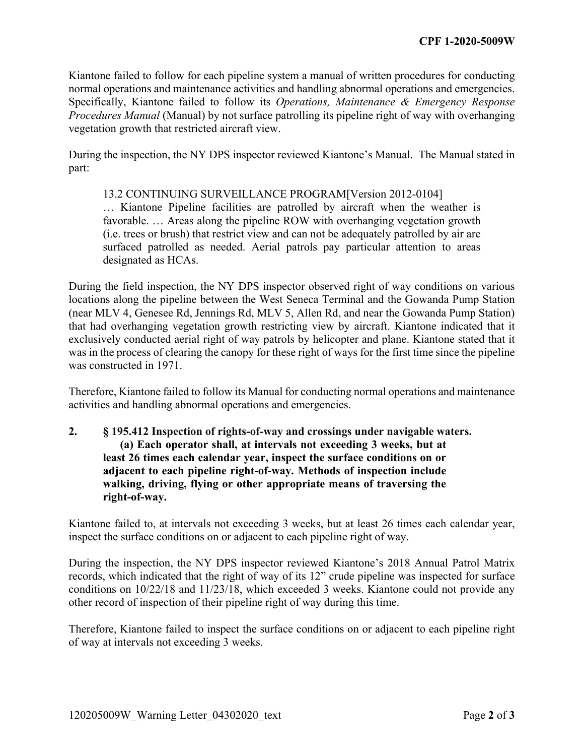Kiantone failed to follow for each pipeline system a manual of written procedures for conducting normal operations and maintenance activities and handling abnormal operations and emergencies. Specifically, Kiantone failed to follow its *Operations, Maintenance & Emergency Response Procedures Manual* (Manual) by not surface patrolling its pipeline right of way with overhanging vegetation growth that restricted aircraft view.

During the inspection, the NY DPS inspector reviewed Kiantone's Manual. The Manual stated in part:

> 13.2 CONTINUING SURVEILLANCE PROGRAM[Version 2012-0104]
> … Kiantone Pipeline facilities are patrolled by aircraft when the weather is favorable. … Areas along the pipeline ROW with overhanging vegetation growth (i.e. trees or brush) that restrict view and can not be adequately patrolled by air are surfaced patrolled as needed. Aerial patrols pay particular attention to areas designated as HCAs.

During the field inspection, the NY DPS inspector observed right of way conditions on various locations along the pipeline between the West Seneca Terminal and the Gowanda Pump Station (near MLV 4, Genesee Rd, Jennings Rd, MLV 5, Allen Rd, and near the Gowanda Pump Station) that had overhanging vegetation growth restricting view by aircraft. Kiantone indicated that it exclusively conducted aerial right of way patrols by helicopter and plane. Kiantone stated that it was in the process of clearing the canopy for these right of ways for the first time since the pipeline was constructed in 1971.

Therefore, Kiantone failed to follow its Manual for conducting normal operations and maintenance activities and handling abnormal operations and emergencies.

**2. § 195.412 Inspection of rights-of-way and crossings under navigable waters.**
**(a) Each operator shall, at intervals not exceeding 3 weeks, but at least 26 times each calendar year, inspect the surface conditions on or adjacent to each pipeline right-of-way. Methods of inspection include walking, driving, flying or other appropriate means of traversing the right-of-way.**

Kiantone failed to, at intervals not exceeding 3 weeks, but at least 26 times each calendar year, inspect the surface conditions on or adjacent to each pipeline right of way.

During the inspection, the NY DPS inspector reviewed Kiantone's 2018 Annual Patrol Matrix records, which indicated that the right of way of its 12" crude pipeline was inspected for surface conditions on 10/22/18 and 11/23/18, which exceeded 3 weeks. Kiantone could not provide any other record of inspection of their pipeline right of way during this time.

Therefore, Kiantone failed to inspect the surface conditions on or adjacent to each pipeline right of way at intervals not exceeding 3 weeks.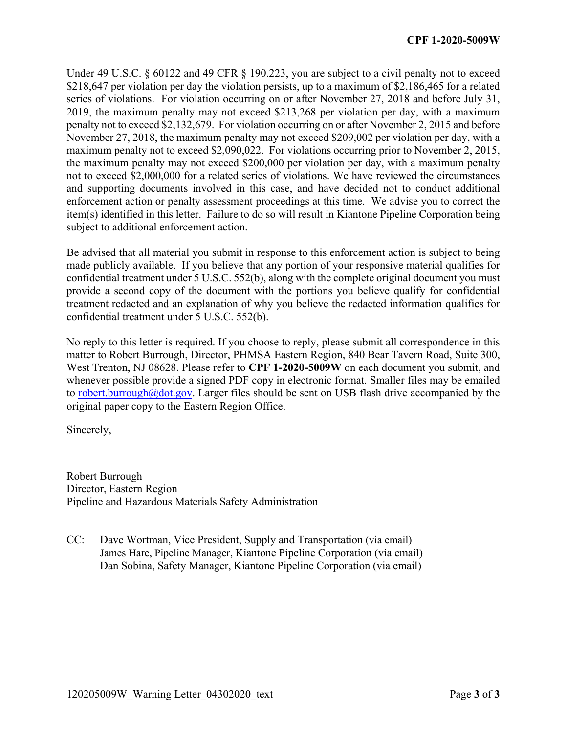Under 49 U.S.C. § 60122 and 49 CFR § 190.223, you are subject to a civil penalty not to exceed $218,647 per violation per day the violation persists, up to a maximum of $2,186,465 for a related series of violations. For violation occurring on or after November 27, 2018 and before July 31, 2019, the maximum penalty may not exceed $213,268 per violation per day, with a maximum penalty not to exceed $2,132,679. For violation occurring on or after November 2, 2015 and before November 27, 2018, the maximum penalty may not exceed $209,002 per violation per day, with a maximum penalty not to exceed $2,090,022. For violations occurring prior to November 2, 2015, the maximum penalty may not exceed $200,000 per violation per day, with a maximum penalty not to exceed $2,000,000 for a related series of violations. We have reviewed the circumstances and supporting documents involved in this case, and have decided not to conduct additional enforcement action or penalty assessment proceedings at this time. We advise you to correct the item(s) identified in this letter. Failure to do so will result in Kiantone Pipeline Corporation being subject to additional enforcement action.

Be advised that all material you submit in response to this enforcement action is subject to being made publicly available. If you believe that any portion of your responsive material qualifies for confidential treatment under 5 U.S.C. 552(b), along with the complete original document you must provide a second copy of the document with the portions you believe qualify for confidential treatment redacted and an explanation of why you believe the redacted information qualifies for confidential treatment under 5 U.S.C. 552(b).

No reply to this letter is required. If you choose to reply, please submit all correspondence in this matter to Robert Burrough, Director, PHMSA Eastern Region, 840 Bear Tavern Road, Suite 300, West Trenton, NJ 08628. Please refer to **CPF 1-2020-5009W** on each document you submit, and whenever possible provide a signed PDF copy in electronic format. Smaller files may be emailed to robert.burrough@dot.gov. Larger files should be sent on USB flash drive accompanied by the original paper copy to the Eastern Region Office.

Sincerely,

Robert Burrough
Director, Eastern Region
Pipeline and Hazardous Materials Safety Administration

CC: Dave Wortman, Vice President, Supply and Transportation (via email)
James Hare, Pipeline Manager, Kiantone Pipeline Corporation (via email)
Dan Sobina, Safety Manager, Kiantone Pipeline Corporation (via email)